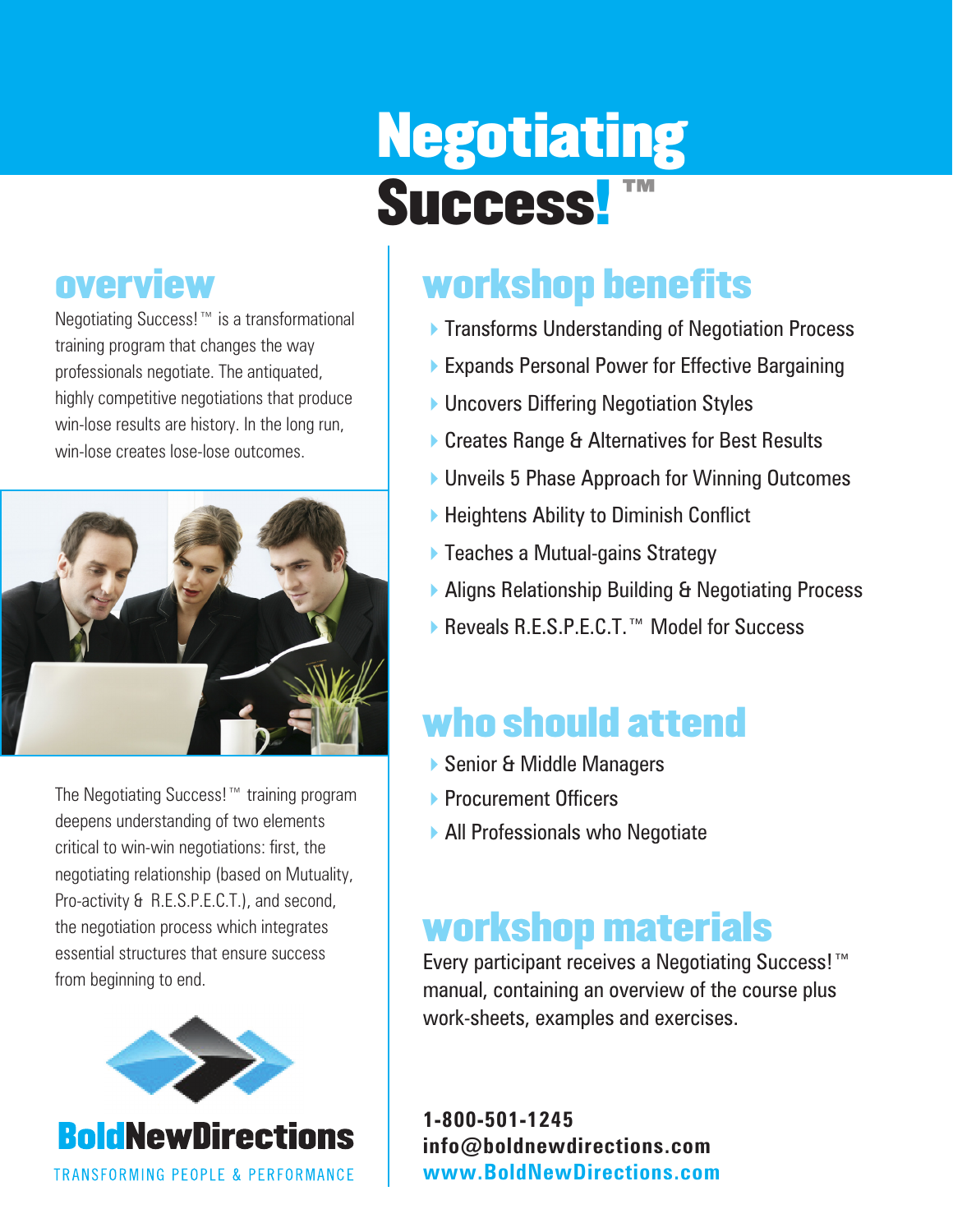# Negotiating Success! ™

## overview

Negotiating Success! ™ is a transformational training program that changes the way professionals negotiate. The antiquated, highly competitive negotiations that produce win-lose results are history. In the long run, win-lose creates lose-lose outcomes.

The Negotiating Success! ™ training program deepens understanding of two elements critical to win-win negotiations: first, the negotiating relationship (based on Mutuality, Pro-activity & R.E.S.P.E.C.T.), and second, the negotiation process which integrates essential structures that ensure success from beginning to end.

**BoldNewDirections**

TRANSFORMING PEOPLE & PERFORMANCE

## workshop benefits

- Transforms Understanding of Negotiation Process
- Expands Personal Power for Effective Bargaining
- Uncovers Differing Negotiation Styles
- Creates Range & Alternatives for Best Results
- Unveils 5 Phase Approach for Winning Outcomes
- Heightens Ability to Diminish Conflict
- Teaches a Mutual-gains Strategy
- Aligns Relationship Building & Negotiating Process
- Reveals R.E.S.P.E.C.T.™ Model for Success

## who should attend

- Senior & Middle Managers
- Procurement Officers
- All Professionals who Negotiate

## workshop materials

Every participant receives a Negotiating Success! ™ manual, containing an overview of the course plus work-sheets, examples and exercises.

**1-800-501-1245**
**info@boldnewdirections.com**
**www.BoldNewDirections.com**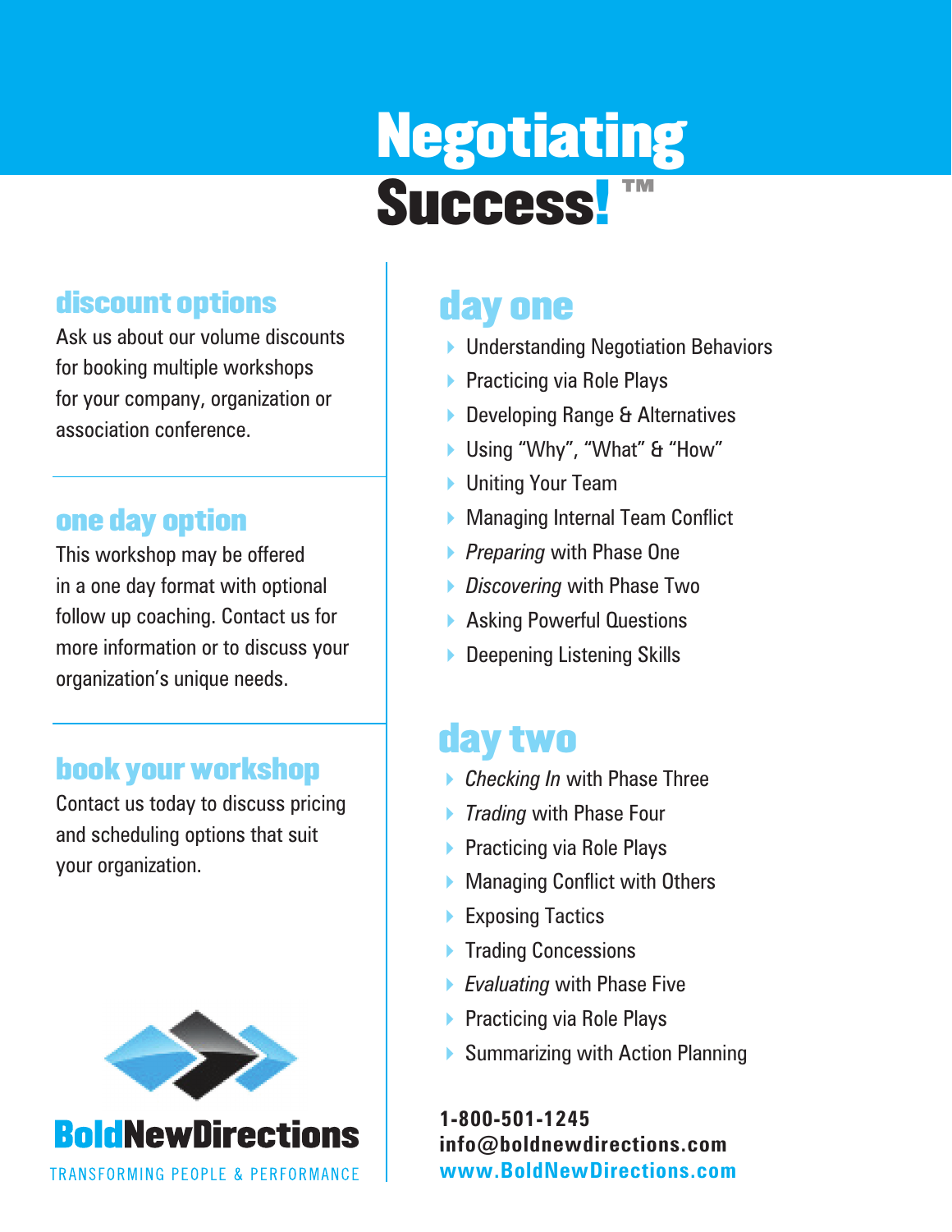# Negotiating Success!™

## discount options

Ask us about our volume discounts for booking multiple workshops for your company, organization or association conference.

## one day option

This workshop may be offered in a one day format with optional follow up coaching. Contact us for more information or to discuss your organization's unique needs.

## book your workshop

Contact us today to discuss pricing and scheduling options that suit your organization.

**BoldNewDirections**

TRANSFORMING PEOPLE & PERFORMANCE

## day one

- Understanding Negotiation Behaviors
- Practicing via Role Plays
- Developing Range & Alternatives
- Using "Why", "What" & "How"
- Uniting Your Team
- Managing Internal Team Conflict
- *Preparing* with Phase One
- *Discovering* with Phase Two
- Asking Powerful Questions
- Deepening Listening Skills

## day two

- *Checking In* with Phase Three
- *Trading* with Phase Four
- Practicing via Role Plays
- Managing Conflict with Others
- Exposing Tactics
- Trading Concessions
- *Evaluating* with Phase Five
- Practicing via Role Plays
- Summarizing with Action Planning

**1-800-501-1245**
**info@boldnewdirections.com**
**www.BoldNewDirections.com**